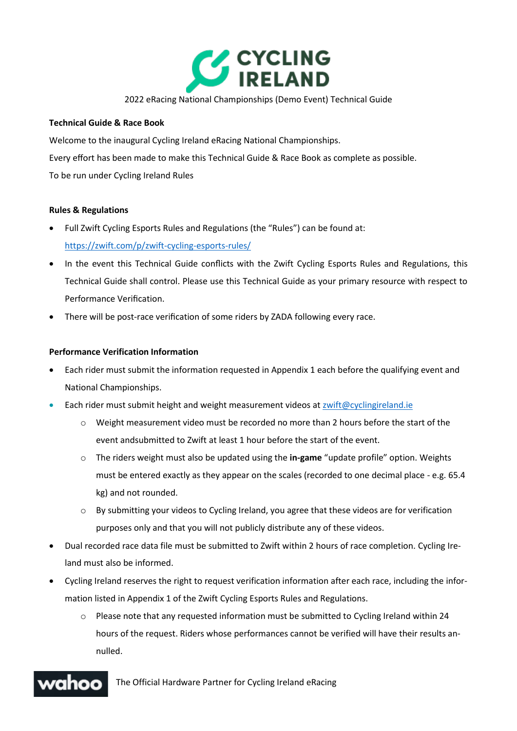2022 eRacing National Championships (Demo Event) Technical Guide

**Technical Guide & Race Book**

Welcome to the inaugural Cycling Ireland eRacing National Championships.

Every effort has been made to make this Technical Guide & Race Book as complete as possible.

To be run under Cycling Ireland Rules

**Rules & Regulations**

- Full Zwift Cycling Esports Rules and Regulations (the "Rules") can be found at: https://zwift.com/p/zwift-cycling-esports-rules/
- In the event this Technical Guide conflicts with the Zwift Cycling Esports Rules and Regulations, this Technical Guide shall control. Please use this Technical Guide as your primary resource with respect to Performance Verification.
- There will be post-race verification of some riders by ZADA following every race.

**Performance Verification Information**

- Each rider must submit the information requested in Appendix 1 each before the qualifying event and National Championships.
- Each rider must submit height and weight measurement videos at zwift@cyclingireland.ie
  - Weight measurement video must be recorded no more than 2 hours before the start of the event andsubmitted to Zwift at least 1 hour before the start of the event.
  - The riders weight must also be updated using the **in-game** "update profile" option. Weights must be entered exactly as they appear on the scales (recorded to one decimal place - e.g. 65.4 kg) and not rounded.
  - By submitting your videos to Cycling Ireland, you agree that these videos are for verification purposes only and that you will not publicly distribute any of these videos.
- Dual recorded race data file must be submitted to Zwift within 2 hours of race completion. Cycling Ireland must also be informed.
- Cycling Ireland reserves the right to request verification information after each race, including the information listed in Appendix 1 of the Zwift Cycling Esports Rules and Regulations.
  - Please note that any requested information must be submitted to Cycling Ireland within 24 hours of the request. Riders whose performances cannot be verified will have their results annulled.

The Official Hardware Partner for Cycling Ireland eRacing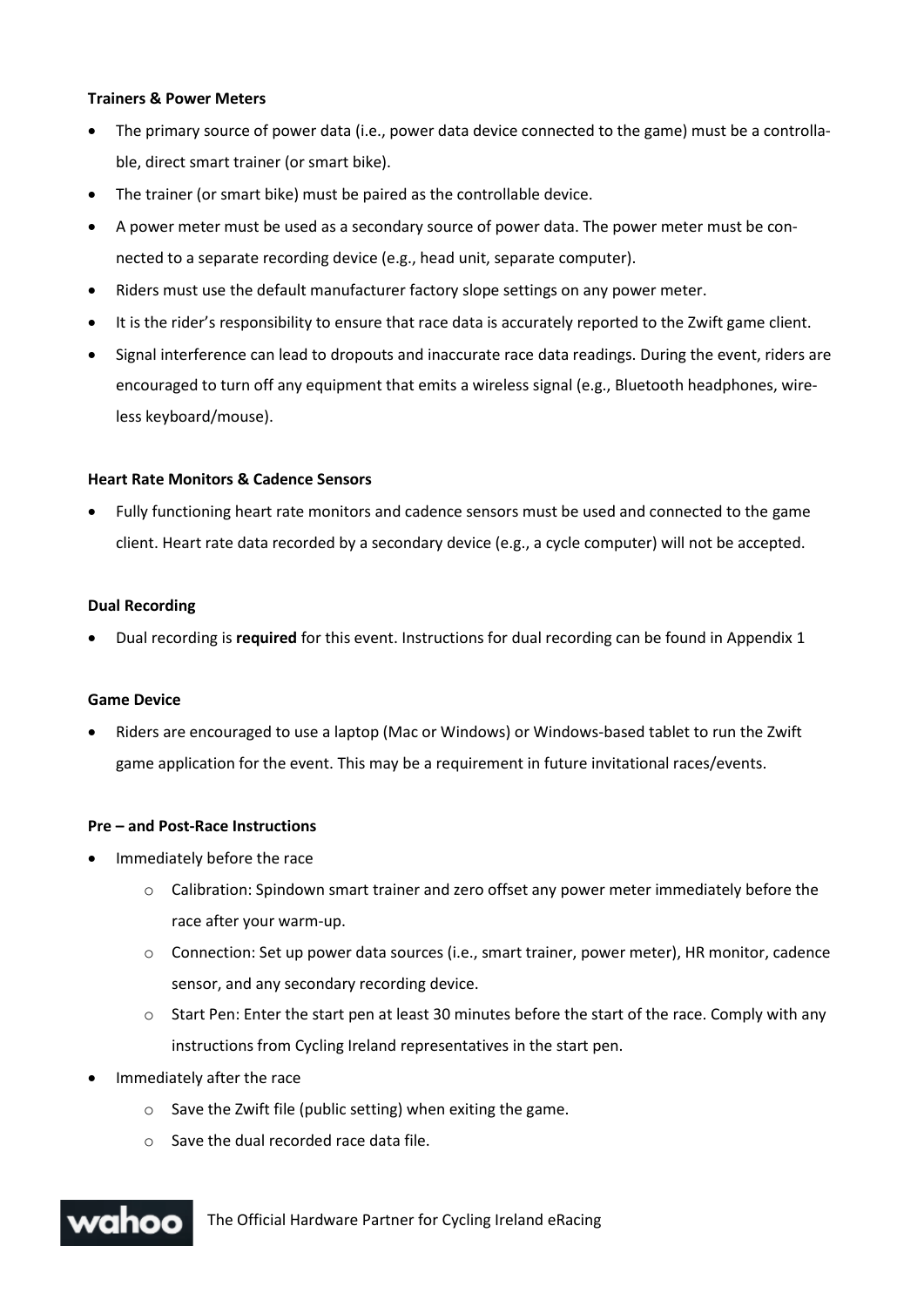**Trainers & Power Meters**

- The primary source of power data (i.e., power data device connected to the game) must be a controllable, direct smart trainer (or smart bike).
- The trainer (or smart bike) must be paired as the controllable device.
- A power meter must be used as a secondary source of power data. The power meter must be connected to a separate recording device (e.g., head unit, separate computer).
- Riders must use the default manufacturer factory slope settings on any power meter.
- It is the rider's responsibility to ensure that race data is accurately reported to the Zwift game client.
- Signal interference can lead to dropouts and inaccurate race data readings. During the event, riders are encouraged to turn off any equipment that emits a wireless signal (e.g., Bluetooth headphones, wireless keyboard/mouse).

**Heart Rate Monitors & Cadence Sensors**

- Fully functioning heart rate monitors and cadence sensors must be used and connected to the game client. Heart rate data recorded by a secondary device (e.g., a cycle computer) will not be accepted.

**Dual Recording**

- Dual recording is **required** for this event. Instructions for dual recording can be found in Appendix 1

**Game Device**

- Riders are encouraged to use a laptop (Mac or Windows) or Windows-based tablet to run the Zwift game application for the event. This may be a requirement in future invitational races/events.

**Pre – and Post-Race Instructions**

- Immediately before the race
  - Calibration: Spindown smart trainer and zero offset any power meter immediately before the race after your warm-up.
  - Connection: Set up power data sources (i.e., smart trainer, power meter), HR monitor, cadence sensor, and any secondary recording device.
  - Start Pen: Enter the start pen at least 30 minutes before the start of the race. Comply with any instructions from Cycling Ireland representatives in the start pen.
- Immediately after the race
  - Save the Zwift file (public setting) when exiting the game.
  - Save the dual recorded race data file.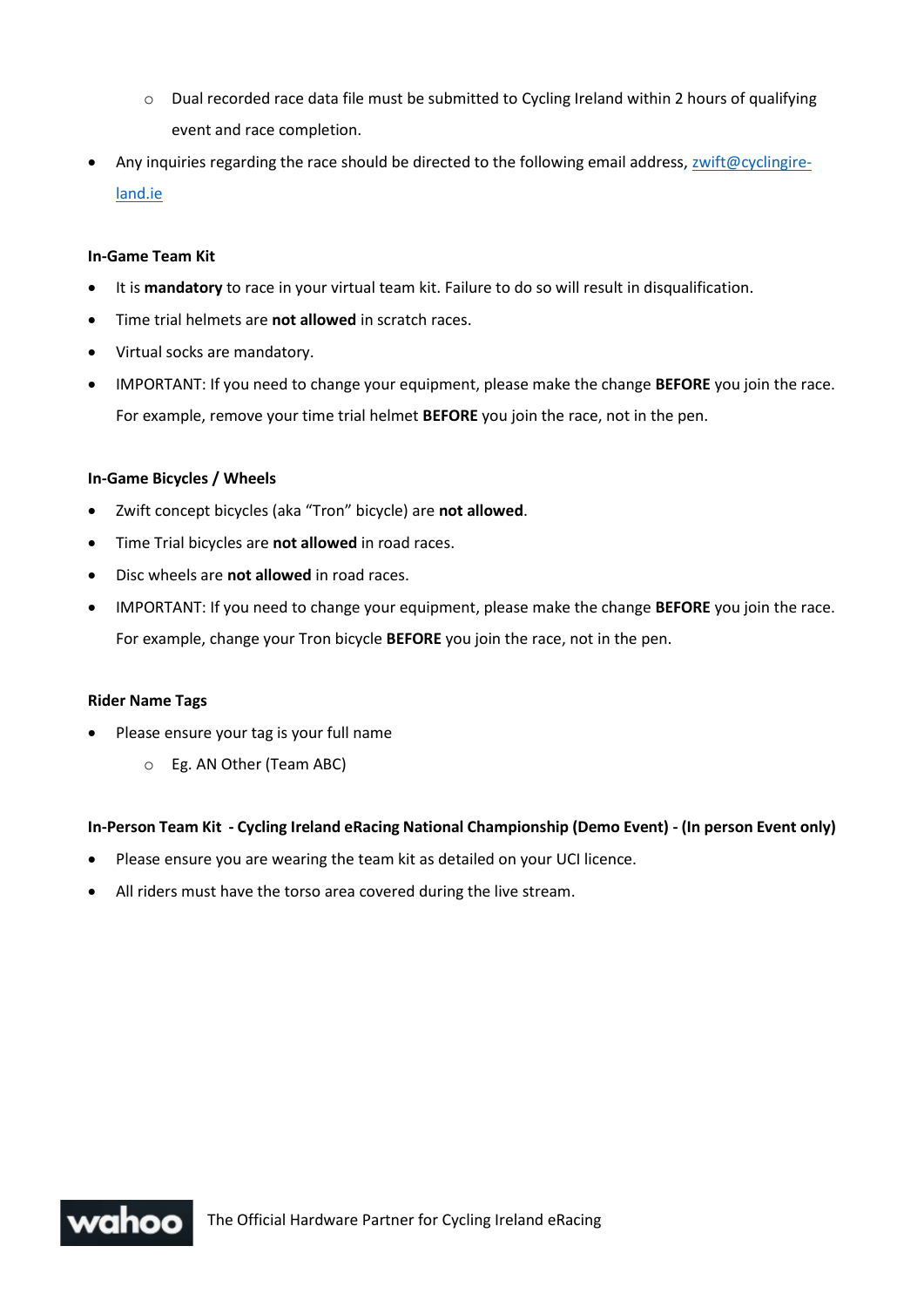- Dual recorded race data file must be submitted to Cycling Ireland within 2 hours of qualifying event and race completion.
- Any inquiries regarding the race should be directed to the following email address, [zwift@cyclingireland.ie](mailto:zwift@cyclingireland.ie)

**In-Game Team Kit**

- It is **mandatory** to race in your virtual team kit. Failure to do so will result in disqualification.
- Time trial helmets are **not allowed** in scratch races.
- Virtual socks are mandatory.
- IMPORTANT: If you need to change your equipment, please make the change **BEFORE** you join the race. For example, remove your time trial helmet **BEFORE** you join the race, not in the pen.

**In-Game Bicycles / Wheels**

- Zwift concept bicycles (aka "Tron" bicycle) are **not allowed**.
- Time Trial bicycles are **not allowed** in road races.
- Disc wheels are **not allowed** in road races.
- IMPORTANT: If you need to change your equipment, please make the change **BEFORE** you join the race. For example, change your Tron bicycle **BEFORE** you join the race, not in the pen.

**Rider Name Tags**

- Please ensure your tag is your full name
    - Eg. AN Other (Team ABC)

**In-Person Team Kit - Cycling Ireland eRacing National Championship (Demo Event) - (In person Event only)**

- Please ensure you are wearing the team kit as detailed on your UCI licence.
- All riders must have the torso area covered during the live stream.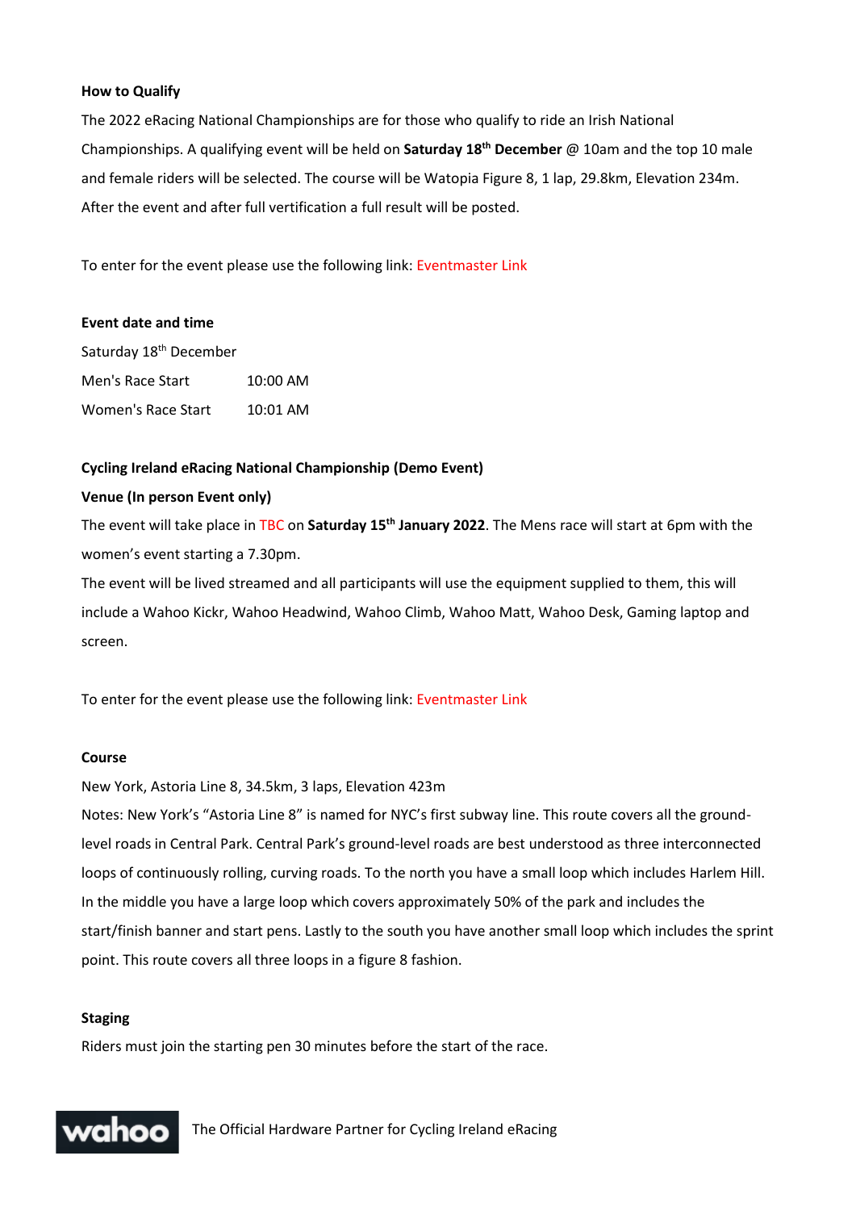**How to Qualify**

The 2022 eRacing National Championships are for those who qualify to ride an Irish National Championships. A qualifying event will be held on **Saturday 18th December** @ 10am and the top 10 male and female riders will be selected. The course will be Watopia Figure 8, 1 lap, 29.8km, Elevation 234m. After the event and after full vertification a full result will be posted.

To enter for the event please use the following link: Eventmaster Link

**Event date and time**

Saturday 18th December

| | |
|---|---|
| Men's Race Start | 10:00 AM |
| Women's Race Start | 10:01 AM |

**Cycling Ireland eRacing National Championship (Demo Event)**

**Venue (In person Event only)**

The event will take place in TBC on **Saturday 15th January 2022**. The Mens race will start at 6pm with the women's event starting a 7.30pm.

The event will be lived streamed and all participants will use the equipment supplied to them, this will include a Wahoo Kickr, Wahoo Headwind, Wahoo Climb, Wahoo Matt, Wahoo Desk, Gaming laptop and screen.

To enter for the event please use the following link: Eventmaster Link

**Course**

New York, Astoria Line 8, 34.5km, 3 laps, Elevation 423m

Notes: New York's "Astoria Line 8" is named for NYC's first subway line. This route covers all the ground-level roads in Central Park. Central Park's ground-level roads are best understood as three interconnected loops of continuously rolling, curving roads. To the north you have a small loop which includes Harlem Hill. In the middle you have a large loop which covers approximately 50% of the park and includes the start/finish banner and start pens. Lastly to the south you have another small loop which includes the sprint point. This route covers all three loops in a figure 8 fashion.

**Staging**

Riders must join the starting pen 30 minutes before the start of the race.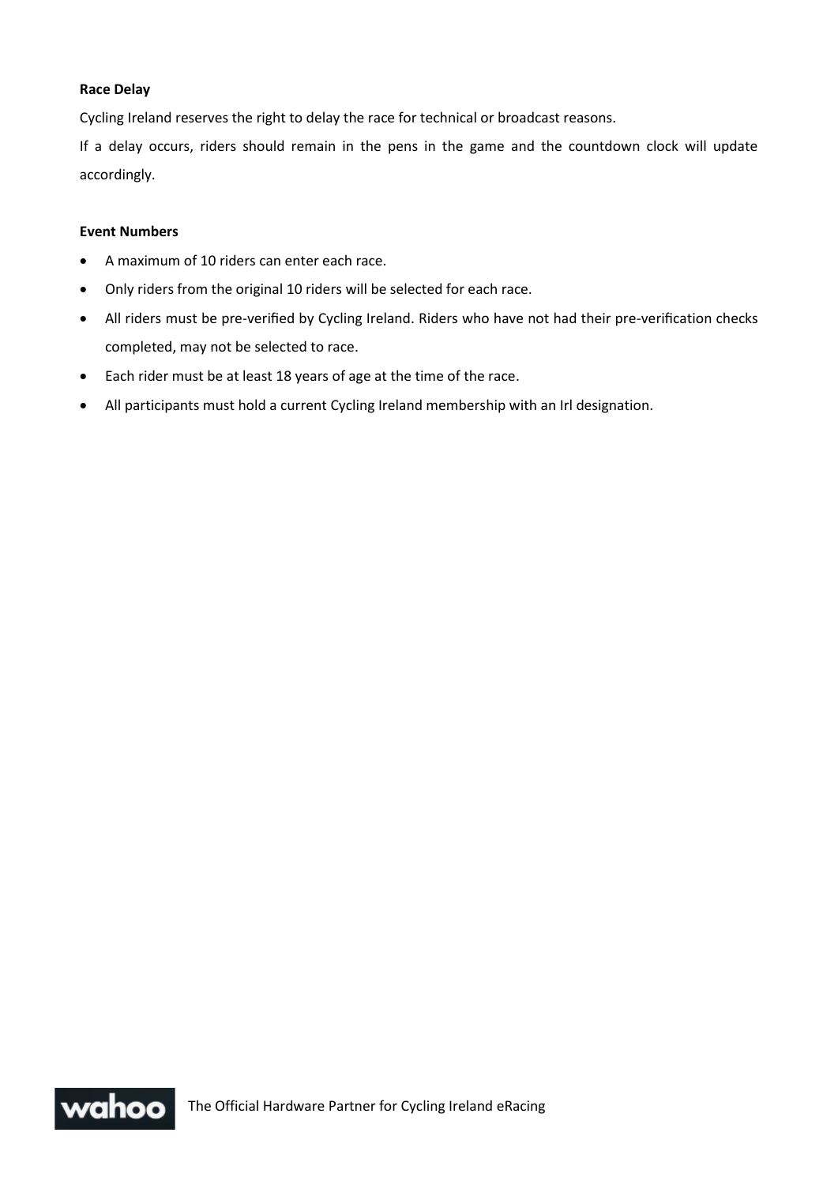**Race Delay**

Cycling Ireland reserves the right to delay the race for technical or broadcast reasons.

If a delay occurs, riders should remain in the pens in the game and the countdown clock will update accordingly.

**Event Numbers**

- A maximum of 10 riders can enter each race.
- Only riders from the original 10 riders will be selected for each race.
- All riders must be pre-verified by Cycling Ireland. Riders who have not had their pre-verification checks completed, may not be selected to race.
- Each rider must be at least 18 years of age at the time of the race.
- All participants must hold a current Cycling Ireland membership with an Irl designation.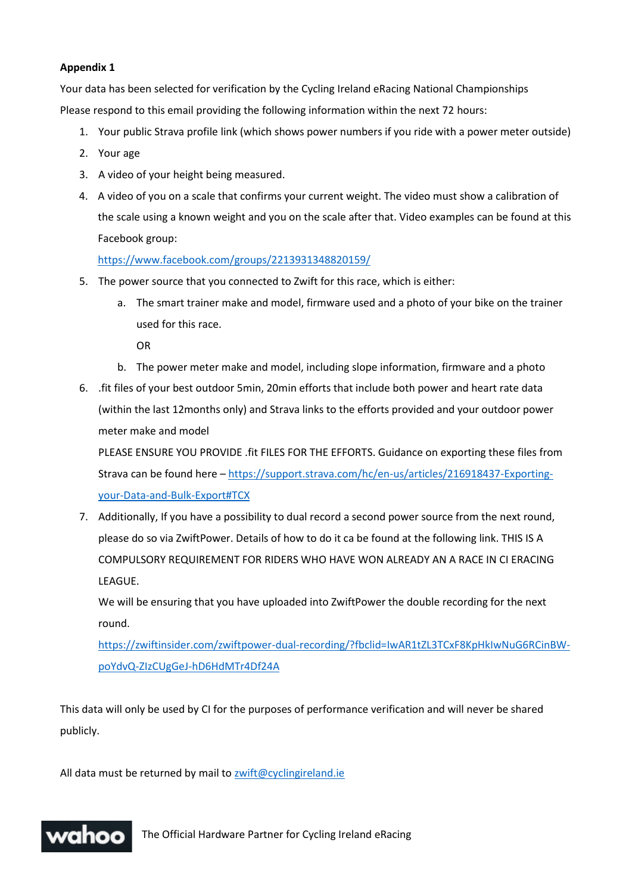**Appendix 1**

Your data has been selected for verification by the Cycling Ireland eRacing National Championships

Please respond to this email providing the following information within the next 72 hours:

1. Your public Strava profile link (which shows power numbers if you ride with a power meter outside)
2. Your age
3. A video of your height being measured.
4. A video of you on a scale that confirms your current weight. The video must show a calibration of the scale using a known weight and you on the scale after that. Video examples can be found at this Facebook group:
   https://www.facebook.com/groups/2213931348820159/
5. The power source that you connected to Zwift for this race, which is either:
   a. The smart trainer make and model, firmware used and a photo of your bike on the trainer used for this race.
      OR
   b. The power meter make and model, including slope information, firmware and a photo
6. .fit files of your best outdoor 5min, 20min efforts that include both power and heart rate data (within the last 12months only) and Strava links to the efforts provided and your outdoor power meter make and model
   PLEASE ENSURE YOU PROVIDE .fit FILES FOR THE EFFORTS. Guidance on exporting these files from Strava can be found here – https://support.strava.com/hc/en-us/articles/216918437-Exporting-your-Data-and-Bulk-Export#TCX
7. Additionally, If you have a possibility to dual record a second power source from the next round, please do so via ZwiftPower. Details of how to do it ca be found at the following link. THIS IS A COMPULSORY REQUIREMENT FOR RIDERS WHO HAVE WON ALREADY AN A RACE IN CI ERACING LEAGUE.
   We will be ensuring that you have uploaded into ZwiftPower the double recording for the next round.
   https://zwiftinsider.com/zwiftpower-dual-recording/?fbclid=IwAR1tZL3TCxF8KpHkIwNuG6RCinBW-poYdvQ-ZIzCUgGeJ-hD6HdMTr4Df24A

This data will only be used by CI for the purposes of performance verification and will never be shared publicly.

All data must be returned by mail to zwift@cyclingireland.ie

wahoo The Official Hardware Partner for Cycling Ireland eRacing